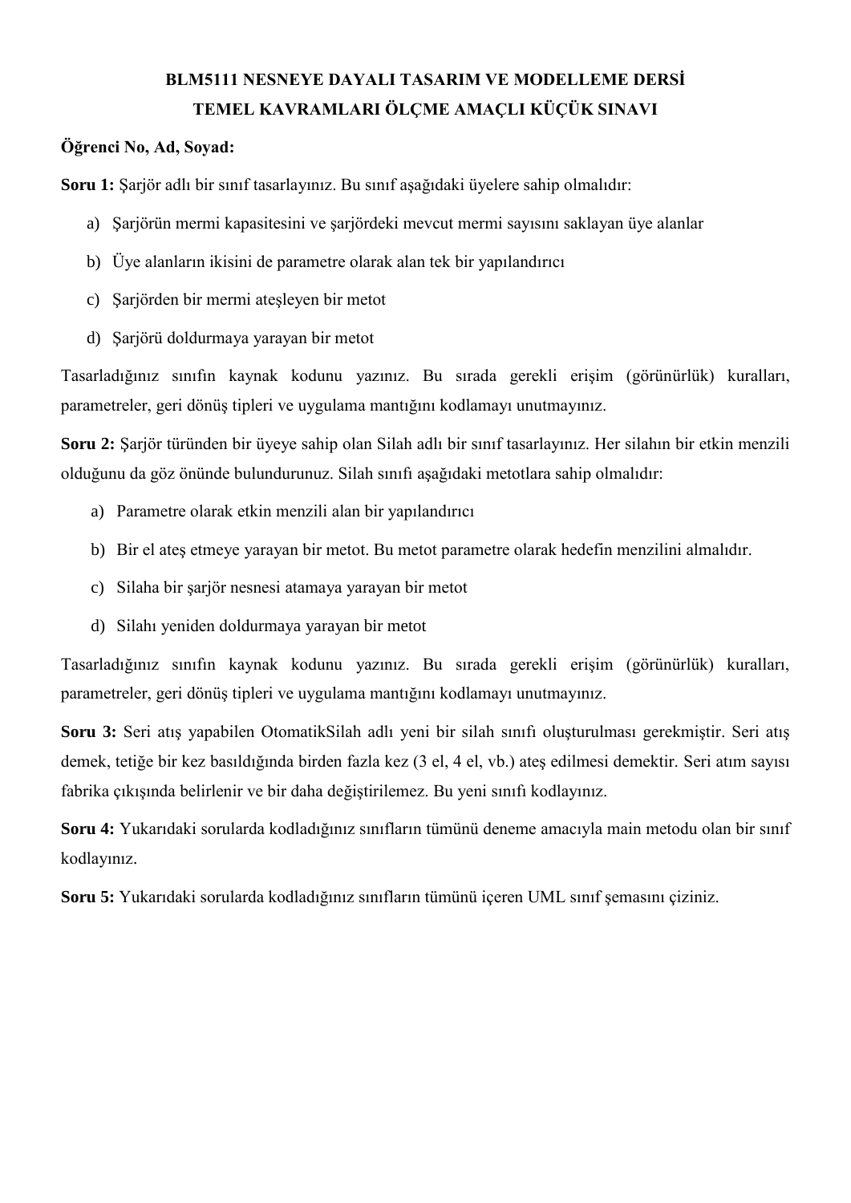# BLM5111 NESNEYE DAYALI TASARIM VE MODELLEME DERSİ
# TEMEL KAVRAMLARI ÖLÇME AMAÇLI KÜÇÜK SINAVI

**Öğrenci No, Ad, Soyad:**

**Soru 1:** Şarjör adlı bir sınıf tasarlayınız. Bu sınıf aşağıdaki üyelere sahip olmalıdır:

a) Şarjörün mermi kapasitesini ve şarjördeki mevcut mermi sayısını saklayan üye alanlar

b) Üye alanların ikisini de parametre olarak alan tek bir yapılandırıcı

c) Şarjörden bir mermi ateşleyen bir metot

d) Şarjörü doldurmaya yarayan bir metot

Tasarladığınız sınıfın kaynak kodunu yazınız. Bu sırada gerekli erişim (görünürlük) kuralları, parametreler, geri dönüş tipleri ve uygulama mantığını kodlamayı unutmayınız.

**Soru 2:** Şarjör türünden bir üyeye sahip olan Silah adlı bir sınıf tasarlayınız. Her silahın bir etkin menzili olduğunu da göz önünde bulundurunuz. Silah sınıfı aşağıdaki metotlara sahip olmalıdır:

a) Parametre olarak etkin menzili alan bir yapılandırıcı

b) Bir el ateş etmeye yarayan bir metot. Bu metot parametre olarak hedefin menzilini almalıdır.

c) Silaha bir şarjör nesnesi atamaya yarayan bir metot

d) Silahı yeniden doldurmaya yarayan bir metot

Tasarladığınız sınıfın kaynak kodunu yazınız. Bu sırada gerekli erişim (görünürlük) kuralları, parametreler, geri dönüş tipleri ve uygulama mantığını kodlamayı unutmayınız.

**Soru 3:** Seri atış yapabilen OtomatikSilah adlı yeni bir silah sınıfı oluşturulması gerekmiştir. Seri atış demek, tetiğe bir kez basıldığında birden fazla kez (3 el, 4 el, vb.) ateş edilmesi demektir. Seri atım sayısı fabrika çıkışında belirlenir ve bir daha değiştirilemez. Bu yeni sınıfı kodlayınız.

**Soru 4:** Yukarıdaki sorularda kodladığınız sınıfların tümünü deneme amacıyla main metodu olan bir sınıf kodlayınız.

**Soru 5:** Yukarıdaki sorularda kodladığınız sınıfların tümünü içeren UML sınıf şemasını çiziniz.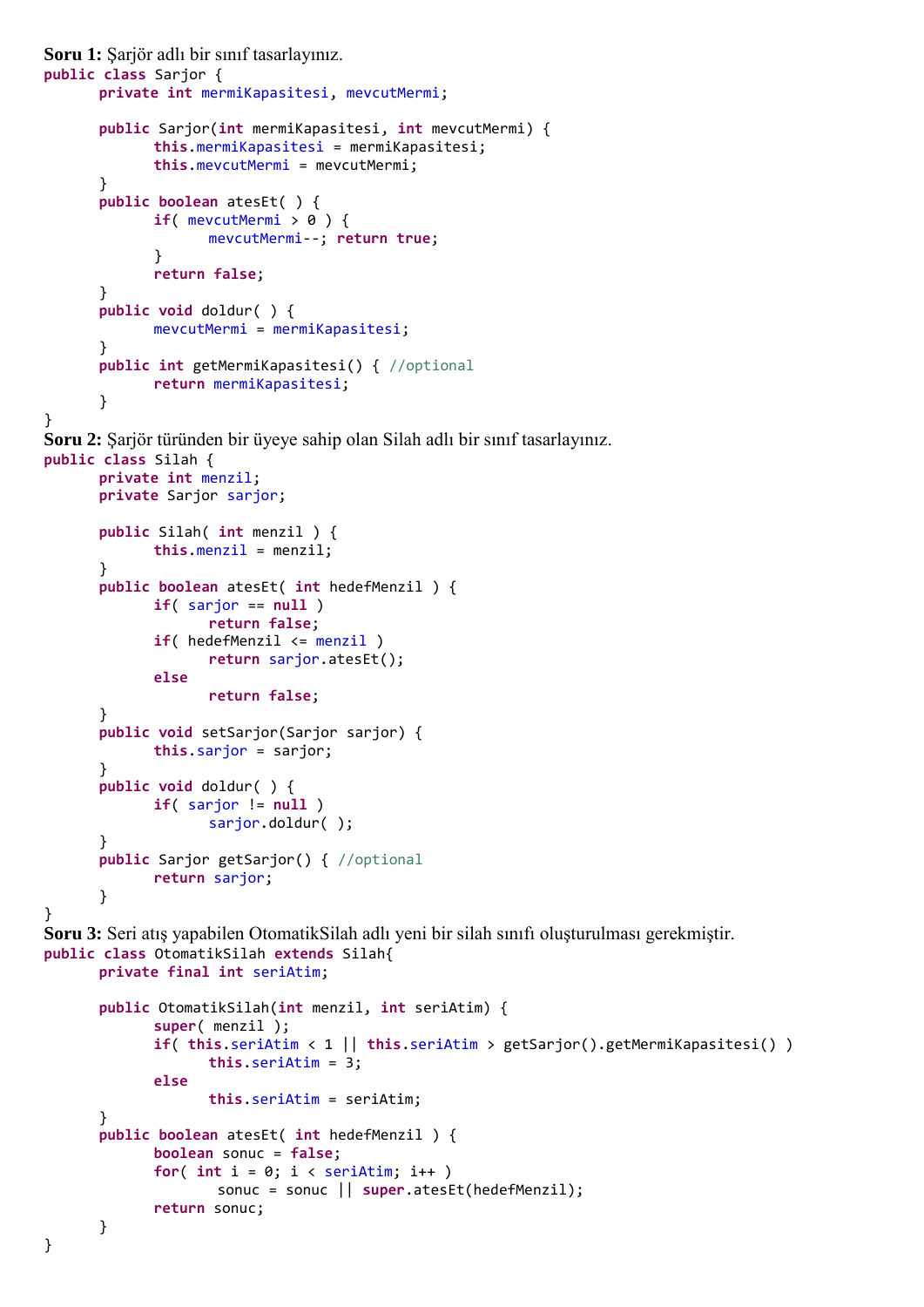**Soru 1:** Şarjör adlı bir sınıf tasarlayınız.

```java
public class Sarjor {
	private int mermiKapasitesi, mevcutMermi;

	public Sarjor(int mermiKapasitesi, int mevcutMermi) {
		this.mermiKapasitesi = mermiKapasitesi;
		this.mevcutMermi = mevcutMermi;
	}
	public boolean atesEt( ) {
		if( mevcutMermi > 0 ) {
			mevcutMermi--; return true;
		}
		return false;
	}
	public void doldur( ) {
		mevcutMermi = mermiKapasitesi;
	}
	public int getMermiKapasitesi() { //optional
		return mermiKapasitesi;
	}
}
```

**Soru 2:** Şarjör türünden bir üyeye sahip olan Silah adlı bir sınıf tasarlayınız.

```java
public class Silah {
	private int menzil;
	private Sarjor sarjor;

	public Silah( int menzil ) {
		this.menzil = menzil;
	}
	public boolean atesEt( int hedefMenzil ) {
		if( sarjor == null )
			return false;
		if( hedefMenzil <= menzil )
			return sarjor.atesEt();
		else
			return false;
	}
	public void setSarjor(Sarjor sarjor) {
		this.sarjor = sarjor;
	}
	public void doldur( ) {
		if( sarjor != null )
			sarjor.doldur( );
	}
	public Sarjor getSarjor() { //optional
		return sarjor;
	}
}
```

**Soru 3:** Seri atış yapabilen OtomatikSilah adlı yeni bir silah sınıfı oluşturulması gerekmiştir.

```java
public class OtomatikSilah extends Silah{
	private final int seriAtim;

	public OtomatikSilah(int menzil, int seriAtim) {
		super( menzil );
		if( this.seriAtim < 1 || this.seriAtim > getSarjor().getMermiKapasitesi() )
			this.seriAtim = 3;
		else
			this.seriAtim = seriAtim;
	}
	public boolean atesEt( int hedefMenzil ) {
		boolean sonuc = false;
		for( int i = 0; i < seriAtim; i++ )
			 sonuc = sonuc || super.atesEt(hedefMenzil);
		return sonuc;
	}
}
```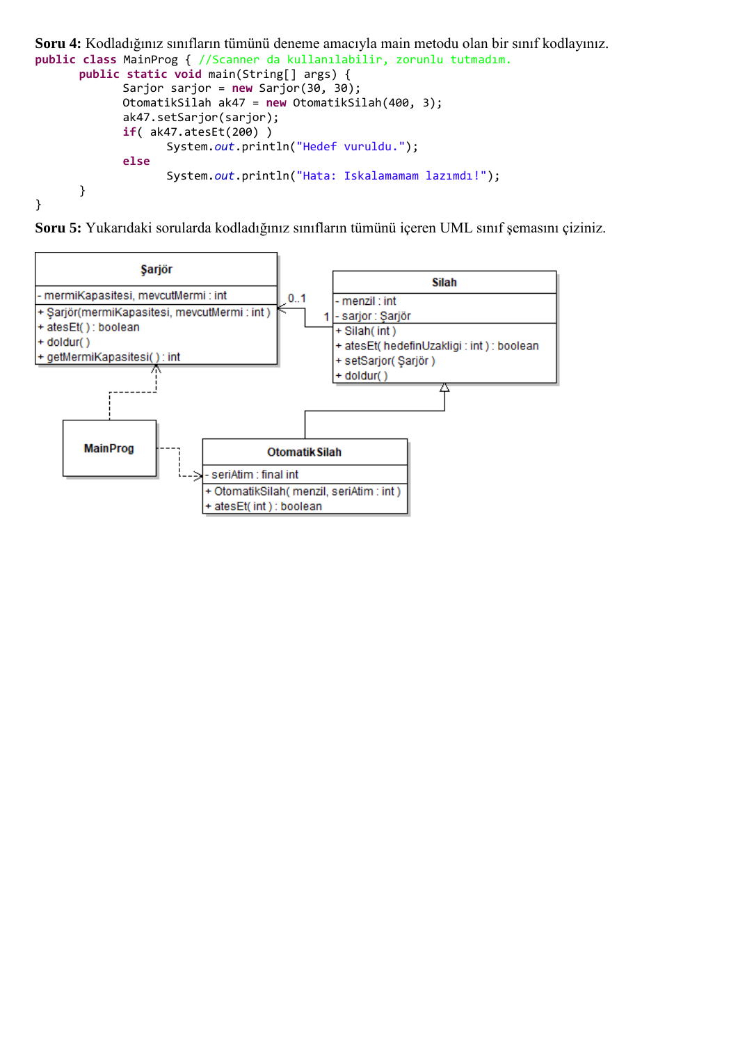**Soru 4:** Kodladığınız sınıfların tümünü deneme amacıyla main metodu olan bir sınıf kodlayınız.

```
public class MainProg { //Scanner da kullanılabilir, zorunlu tutmadım.
	public static void main(String[] args) {
		Sarjor sarjor = new Sarjor(30, 30);
		OtomatikSilah ak47 = new OtomatikSilah(400, 3);
		ak47.setSarjor(sarjor);
		if( ak47.atesEt(200) )
			System.out.println("Hedef vuruldu.");
		else
			System.out.println("Hata: Iskalamamam lazımdı!");
	}
}
```

**Soru 5:** Yukarıdaki sorularda kodladığınız sınıfların tümünü içeren UML sınıf şemasını çiziniz.

**Şarjör**
- mermiKapasitesi, mevcutMermi : int
+ Şarjör(mermiKapasitesi, mevcutMermi : int )
+ atesEt( ) : boolean
+ doldur( )
+ getMermiKapasitesi( ) : int

**Silah**
- menzil : int
- sarjor : Şarjör
+ Silah( int )
+ atesEt( hedefinUzakligi : int ) : boolean
+ setSarjor( Şarjör )
+ doldur( )

**MainProg**

**OtomatikSilah**
- seriAtim : final int
+ OtomatikSilah( menzil, seriAtim : int )
+ atesEt( int ) : boolean

Silah (1) → Şarjör (0..1)
OtomatikSilah → Silah (kalıtım)
MainProg ⇢ Şarjör (bağımlılık)
MainProg ⇢ OtomatikSilah (bağımlılık)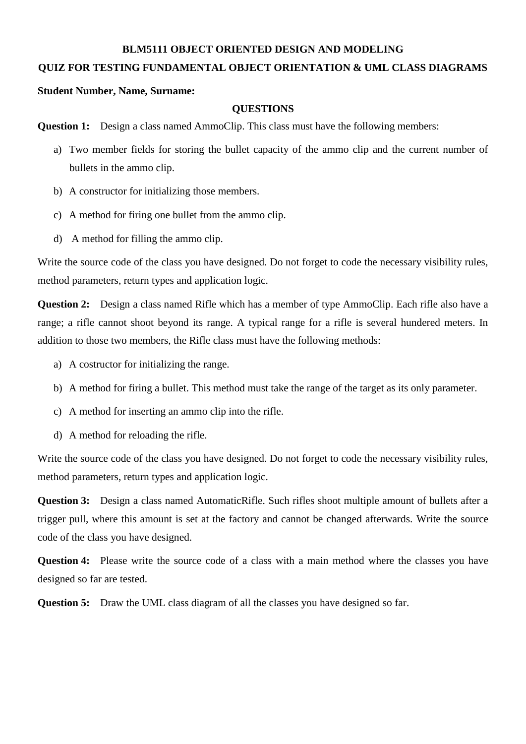**BLM5111 OBJECT ORIENTED DESIGN AND MODELING**

**QUIZ FOR TESTING FUNDAMENTAL OBJECT ORIENTATION & UML CLASS DIAGRAMS**

**Student Number, Name, Surname:**

**QUESTIONS**

**Question 1:** Design a class named AmmoClip. This class must have the following members:

a) Two member fields for storing the bullet capacity of the ammo clip and the current number of bullets in the ammo clip.

b) A constructor for initializing those members.

c) A method for firing one bullet from the ammo clip.

d) A method for filling the ammo clip.

Write the source code of the class you have designed. Do not forget to code the necessary visibility rules, method parameters, return types and application logic.

**Question 2:** Design a class named Rifle which has a member of type AmmoClip. Each rifle also have a range; a rifle cannot shoot beyond its range. A typical range for a rifle is several hundered meters. In addition to those two members, the Rifle class must have the following methods:

a) A costructor for initializing the range.

b) A method for firing a bullet. This method must take the range of the target as its only parameter.

c) A method for inserting an ammo clip into the rifle.

d) A method for reloading the rifle.

Write the source code of the class you have designed. Do not forget to code the necessary visibility rules, method parameters, return types and application logic.

**Question 3:** Design a class named AutomaticRifle. Such rifles shoot multiple amount of bullets after a trigger pull, where this amount is set at the factory and cannot be changed afterwards. Write the source code of the class you have designed.

**Question 4:** Please write the source code of a class with a main method where the classes you have designed so far are tested.

**Question 5:** Draw the UML class diagram of all the classes you have designed so far.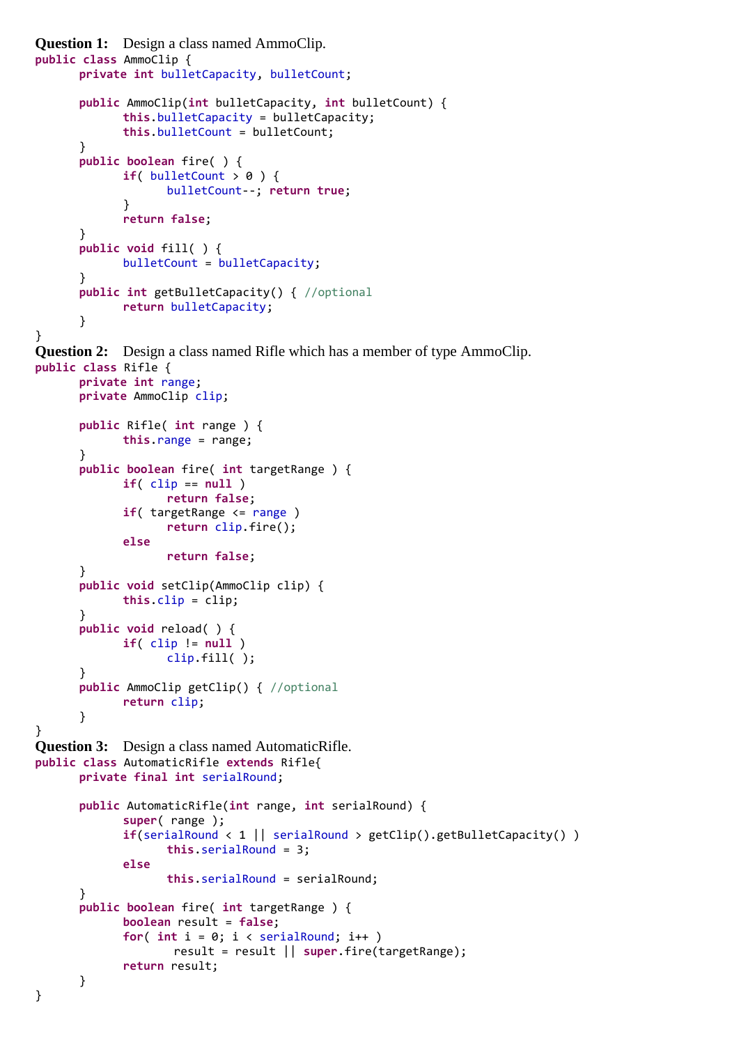**Question 1:** Design a class named AmmoClip.

```
public class AmmoClip {
	private int bulletCapacity, bulletCount;

	public AmmoClip(int bulletCapacity, int bulletCount) {
		this.bulletCapacity = bulletCapacity;
		this.bulletCount = bulletCount;
	}
	public boolean fire( ) {
		if( bulletCount > 0 ) {
			bulletCount--; return true;
		}
		return false;
	}
	public void fill( ) {
		bulletCount = bulletCapacity;
	}
	public int getBulletCapacity() { //optional
		return bulletCapacity;
	}
}
```

**Question 2:** Design a class named Rifle which has a member of type AmmoClip.

```
public class Rifle {
	private int range;
	private AmmoClip clip;

	public Rifle( int range ) {
		this.range = range;
	}
	public boolean fire( int targetRange ) {
		if( clip == null )
			return false;
		if( targetRange <= range )
			return clip.fire();
		else
			return false;
	}
	public void setClip(AmmoClip clip) {
		this.clip = clip;
	}
	public void reload( ) {
		if( clip != null )
			clip.fill( );
	}
	public AmmoClip getClip() { //optional
		return clip;
	}
}
```

**Question 3:** Design a class named AutomaticRifle.

```
public class AutomaticRifle extends Rifle{
	private final int serialRound;

	public AutomaticRifle(int range, int serialRound) {
		super( range );
		if(serialRound < 1 || serialRound > getClip().getBulletCapacity() )
			this.serialRound = 3;
		else
			this.serialRound = serialRound;
	}
	public boolean fire( int targetRange ) {
		boolean result = false;
		for( int i = 0; i < serialRound; i++ )
			 result = result || super.fire(targetRange);
		return result;
	}
}
```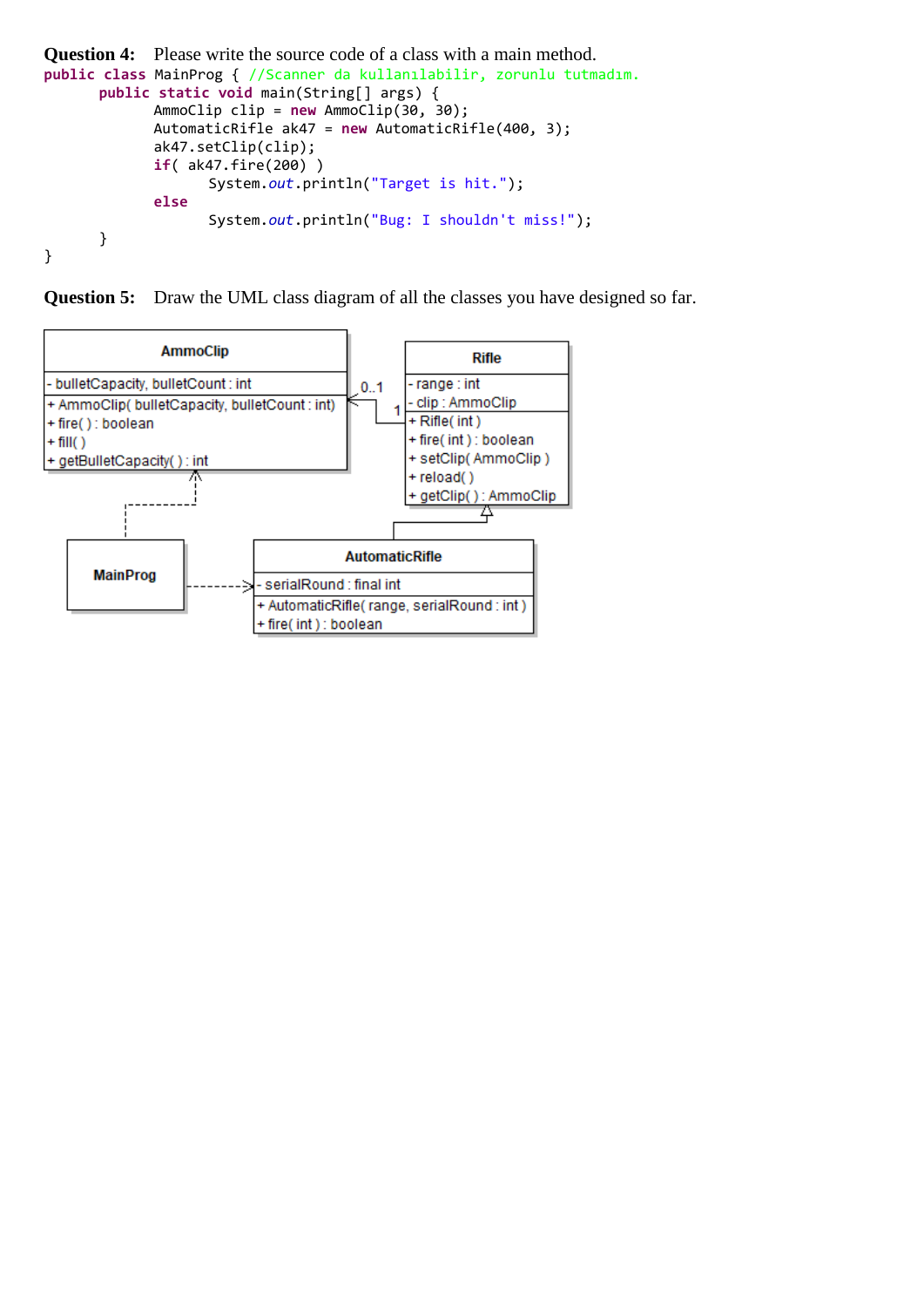**Question 4:** Please write the source code of a class with a main method.

```
public class MainProg { //Scanner da kullanılabilir, zorunlu tutmadım.
	public static void main(String[] args) {
		AmmoClip clip = new AmmoClip(30, 30);
		AutomaticRifle ak47 = new AutomaticRifle(400, 3);
		ak47.setClip(clip);
		if( ak47.fire(200) )
			System.out.println("Target is hit.");
		else
			System.out.println("Bug: I shouldn't miss!");
	}
}
```

**Question 5:** Draw the UML class diagram of all the classes you have designed so far.

AmmoClip

- bulletCapacity, bulletCount : int

+ AmmoClip( bulletCapacity, bulletCount : int)
+ fire( ) : boolean
+ fill( )
+ getBulletCapacity( ) : int

Rifle

- range : int
- clip : AmmoClip

+ Rifle( int )
+ fire( int ) : boolean
+ setClip( AmmoClip )
+ reload( )
+ getClip( ) : AmmoClip

0..1

1

MainProg

AutomaticRifle

- serialRound : final int

+ AutomaticRifle( range, serialRound : int )
+ fire( int ) : boolean